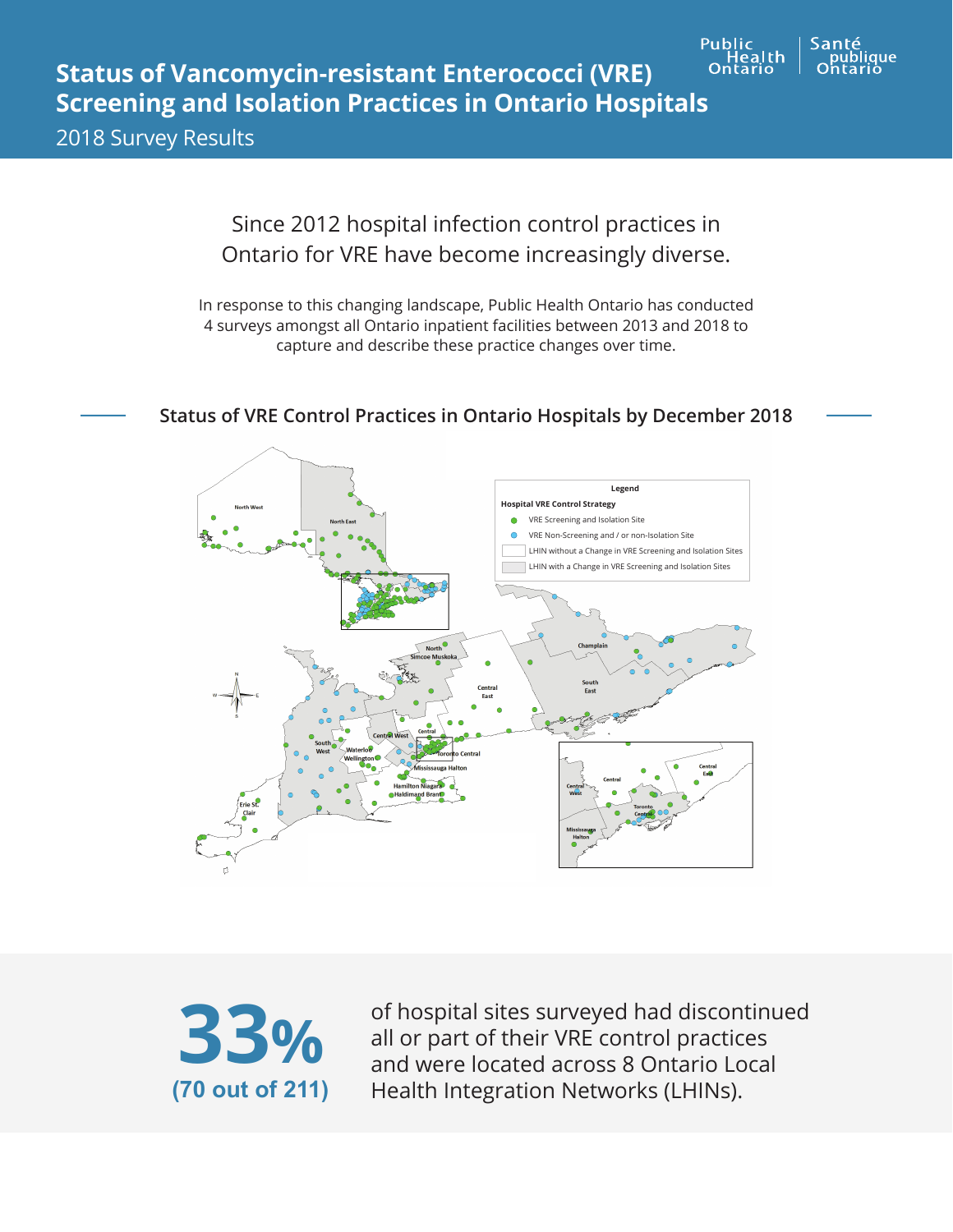# Status of Vancomycin-resistant Enterococci (VRE) Screening and Isolation Practices in Ontario Hospitals

2018 Survey Results

Since 2012 hospital infection control practices in Ontario for VRE have become increasingly diverse.

In response to this changing landscape, Public Health Ontario has conducted 4 surveys amongst all Ontario inpatient facilities between 2013 and 2018 to capture and describe these practice changes over time.

## Status of VRE Control Practices in Ontario Hospitals by December 2018

**Legend**

**Hospital VRE Control Strategy**

- VRE Screening and Isolation Site
- VRE Non-Screening and / or non-Isolation Site
- LHIN without a Change in VRE Screening and Isolation Sites
- LHIN with a Change in VRE Screening and Isolation Sites

North West, North East, North Simcoe Muskoka, Central East, Champlain, South East, Central West, Central, Toronto Central, Mississauga Halton, Waterloo Wellington, South West, Hamilton Niagara Haldimand Brant, Erie St. Clair

**33%** **(70 out of 211)** of hospital sites surveyed had discontinued all or part of their VRE control practices and were located across 8 Ontario Local Health Integration Networks (LHINs).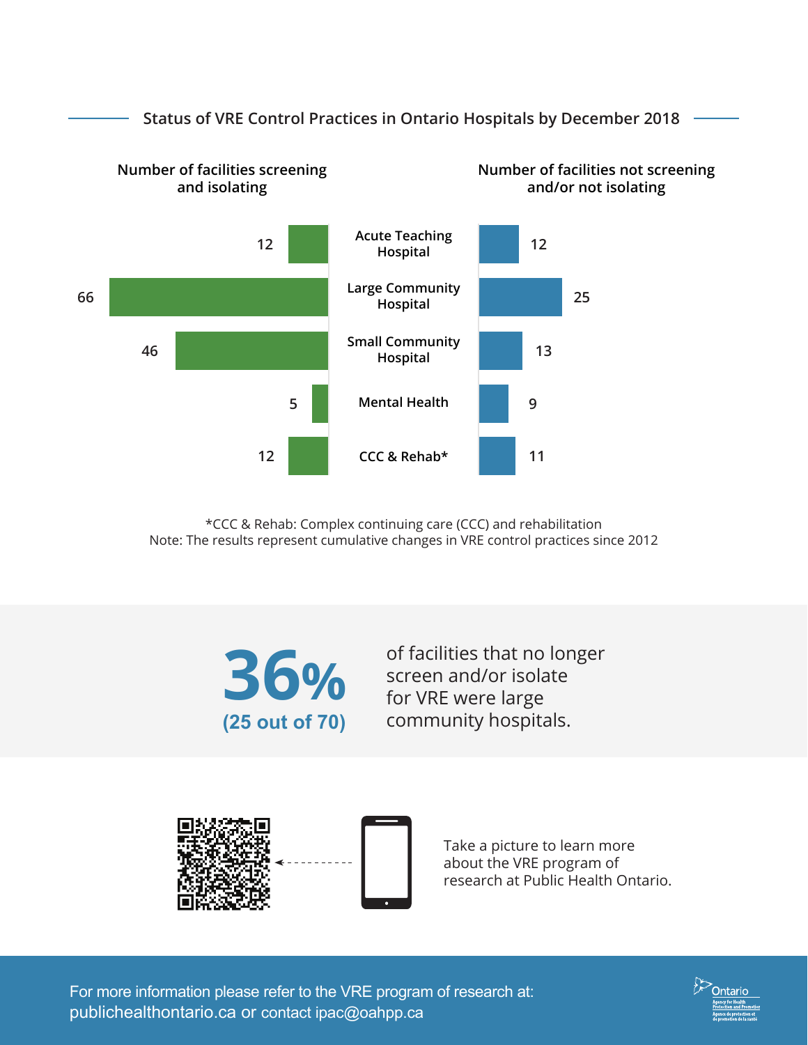## Status of VRE Control Practices in Ontario Hospitals by December 2018

Number of facilities screening and isolating

Number of facilities not screening and/or not isolating

12 Acute Teaching Hospital 12

66 Large Community Hospital 25

46 Small Community Hospital 13

5 Mental Health 9

12 CCC & Rehab* 11

*CCC & Rehab: Complex continuing care (CCC) and rehabilitation
Note: The results represent cumulative changes in VRE control practices since 2012

**36%**
**(25 out of 70)**

of facilities that no longer screen and/or isolate for VRE were large community hospitals.

Take a picture to learn more about the VRE program of research at Public Health Ontario.

For more information please refer to the VRE program of research at:
publichealthontario.ca or contact ipac@oahpp.ca